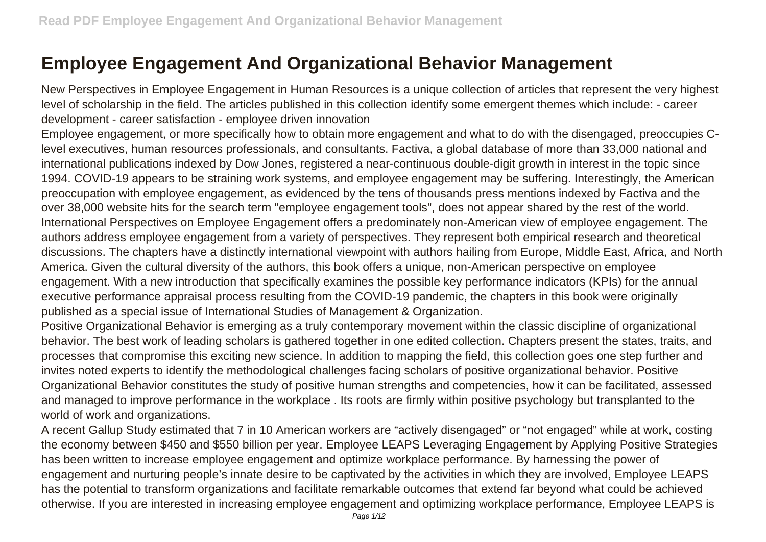# Employee Engagement And Organizational Behavior Management

New Perspectives in Employee Engagement in Human Resources is a unique collection of articles that represent the very highest level of scholarship in the field. The articles published in this collection identify some emergent themes which include: - career development - career satisfaction - employee driven innovation

Employee engagement, or more specifically how to obtain more engagement and what to do with the disengaged, preoccupies C-level executives, human resources professionals, and consultants. Factiva, a global database of more than 33,000 national and international publications indexed by Dow Jones, registered a near-continuous double-digit growth in interest in the topic since 1994. COVID-19 appears to be straining work systems, and employee engagement may be suffering. Interestingly, the American preoccupation with employee engagement, as evidenced by the tens of thousands press mentions indexed by Factiva and the over 38,000 website hits for the search term "employee engagement tools", does not appear shared by the rest of the world. International Perspectives on Employee Engagement offers a predominately non-American view of employee engagement. The authors address employee engagement from a variety of perspectives. They represent both empirical research and theoretical discussions. The chapters have a distinctly international viewpoint with authors hailing from Europe, Middle East, Africa, and North America. Given the cultural diversity of the authors, this book offers a unique, non-American perspective on employee engagement. With a new introduction that specifically examines the possible key performance indicators (KPIs) for the annual executive performance appraisal process resulting from the COVID-19 pandemic, the chapters in this book were originally published as a special issue of International Studies of Management & Organization.

Positive Organizational Behavior is emerging as a truly contemporary movement within the classic discipline of organizational behavior. The best work of leading scholars is gathered together in one edited collection. Chapters present the states, traits, and processes that compromise this exciting new science. In addition to mapping the field, this collection goes one step further and invites noted experts to identify the methodological challenges facing scholars of positive organizational behavior. Positive Organizational Behavior constitutes the study of positive human strengths and competencies, how it can be facilitated, assessed and managed to improve performance in the workplace . Its roots are firmly within positive psychology but transplanted to the world of work and organizations.

A recent Gallup Study estimated that 7 in 10 American workers are "actively disengaged" or "not engaged" while at work, costing the economy between $450 and $550 billion per year. Employee LEAPS Leveraging Engagement by Applying Positive Strategies has been written to increase employee engagement and optimize workplace performance. By harnessing the power of engagement and nurturing people's innate desire to be captivated by the activities in which they are involved, Employee LEAPS has the potential to transform organizations and facilitate remarkable outcomes that extend far beyond what could be achieved otherwise. If you are interested in increasing employee engagement and optimizing workplace performance, Employee LEAPS is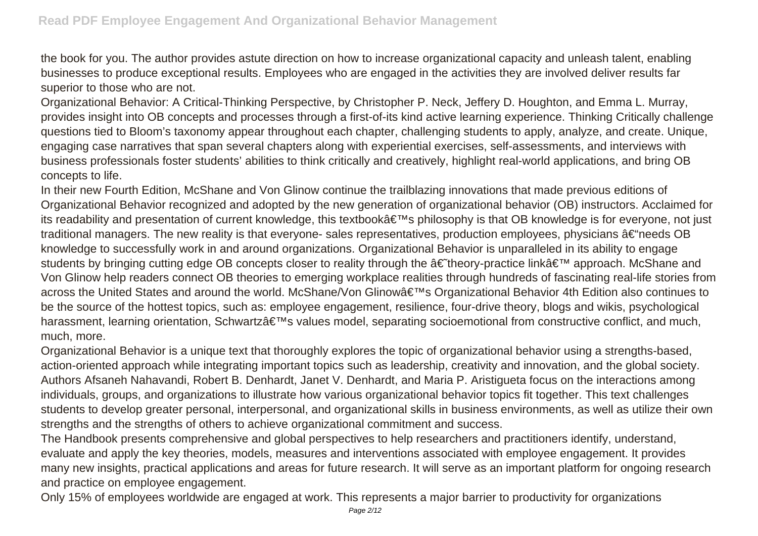the book for you. The author provides astute direction on how to increase organizational capacity and unleash talent, enabling businesses to produce exceptional results. Employees who are engaged in the activities they are involved deliver results far superior to those who are not.

Organizational Behavior: A Critical-Thinking Perspective, by Christopher P. Neck, Jeffery D. Houghton, and Emma L. Murray, provides insight into OB concepts and processes through a first-of-its kind active learning experience. Thinking Critically challenge questions tied to Bloom's taxonomy appear throughout each chapter, challenging students to apply, analyze, and create. Unique, engaging case narratives that span several chapters along with experiential exercises, self-assessments, and interviews with business professionals foster students' abilities to think critically and creatively, highlight real-world applications, and bring OB concepts to life.

In their new Fourth Edition, McShane and Von Glinow continue the trailblazing innovations that made previous editions of Organizational Behavior recognized and adopted by the new generation of organizational behavior (OB) instructors. Acclaimed for its readability and presentation of current knowledge, this textbookâ€™s philosophy is that OB knowledge is for everyone, not just traditional managers. The new reality is that everyone- sales representatives, production employees, physicians â€“needs OB knowledge to successfully work in and around organizations. Organizational Behavior is unparalleled in its ability to engage students by bringing cutting edge OB concepts closer to reality through the â€˜theory-practice linkâ€™ approach. McShane and Von Glinow help readers connect OB theories to emerging workplace realities through hundreds of fascinating real-life stories from across the United States and around the world. McShane/Von Glinowâ€™s Organizational Behavior 4th Edition also continues to be the source of the hottest topics, such as: employee engagement, resilience, four-drive theory, blogs and wikis, psychological harassment, learning orientation, Schwartzâ€™s values model, separating socioemotional from constructive conflict, and much, much, more.

Organizational Behavior is a unique text that thoroughly explores the topic of organizational behavior using a strengths-based, action-oriented approach while integrating important topics such as leadership, creativity and innovation, and the global society. Authors Afsaneh Nahavandi, Robert B. Denhardt, Janet V. Denhardt, and Maria P. Aristigueta focus on the interactions among individuals, groups, and organizations to illustrate how various organizational behavior topics fit together. This text challenges students to develop greater personal, interpersonal, and organizational skills in business environments, as well as utilize their own strengths and the strengths of others to achieve organizational commitment and success.

The Handbook presents comprehensive and global perspectives to help researchers and practitioners identify, understand, evaluate and apply the key theories, models, measures and interventions associated with employee engagement. It provides many new insights, practical applications and areas for future research. It will serve as an important platform for ongoing research and practice on employee engagement.

Only 15% of employees worldwide are engaged at work. This represents a major barrier to productivity for organizations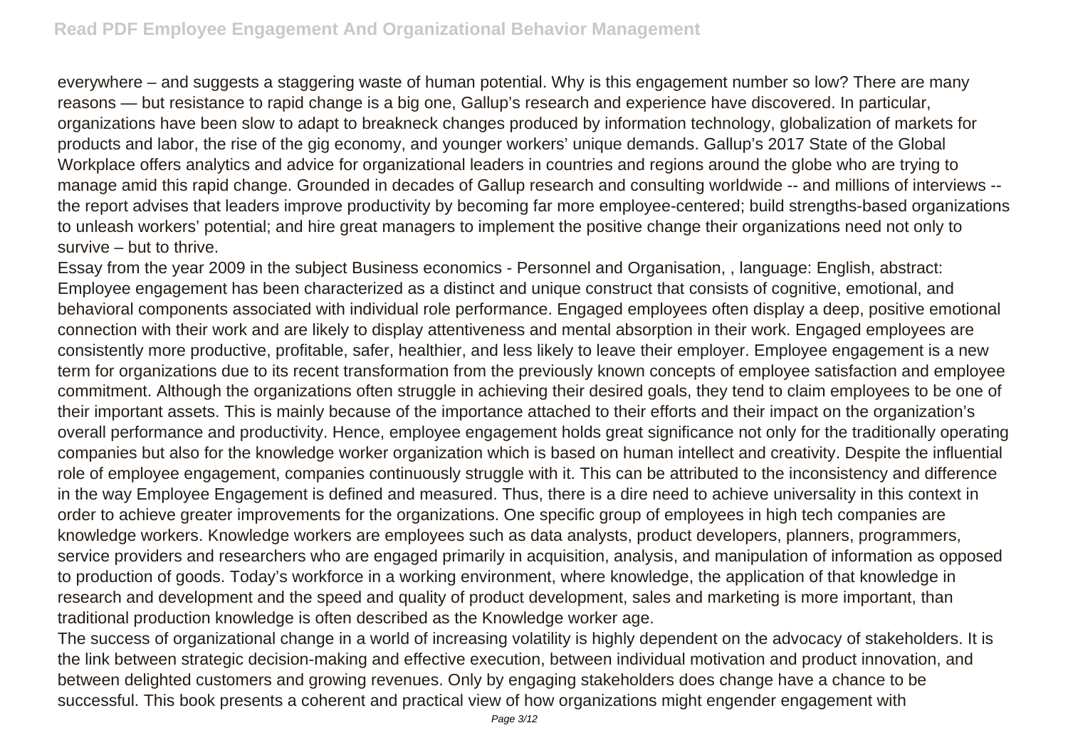everywhere – and suggests a staggering waste of human potential. Why is this engagement number so low? There are many reasons — but resistance to rapid change is a big one, Gallup's research and experience have discovered. In particular, organizations have been slow to adapt to breakneck changes produced by information technology, globalization of markets for products and labor, the rise of the gig economy, and younger workers' unique demands. Gallup's 2017 State of the Global Workplace offers analytics and advice for organizational leaders in countries and regions around the globe who are trying to manage amid this rapid change. Grounded in decades of Gallup research and consulting worldwide -- and millions of interviews -- the report advises that leaders improve productivity by becoming far more employee-centered; build strengths-based organizations to unleash workers' potential; and hire great managers to implement the positive change their organizations need not only to survive – but to thrive.

Essay from the year 2009 in the subject Business economics - Personnel and Organisation, , language: English, abstract: Employee engagement has been characterized as a distinct and unique construct that consists of cognitive, emotional, and behavioral components associated with individual role performance. Engaged employees often display a deep, positive emotional connection with their work and are likely to display attentiveness and mental absorption in their work. Engaged employees are consistently more productive, profitable, safer, healthier, and less likely to leave their employer. Employee engagement is a new term for organizations due to its recent transformation from the previously known concepts of employee satisfaction and employee commitment. Although the organizations often struggle in achieving their desired goals, they tend to claim employees to be one of their important assets. This is mainly because of the importance attached to their efforts and their impact on the organization's overall performance and productivity. Hence, employee engagement holds great significance not only for the traditionally operating companies but also for the knowledge worker organization which is based on human intellect and creativity. Despite the influential role of employee engagement, companies continuously struggle with it. This can be attributed to the inconsistency and difference in the way Employee Engagement is defined and measured. Thus, there is a dire need to achieve universality in this context in order to achieve greater improvements for the organizations. One specific group of employees in high tech companies are knowledge workers. Knowledge workers are employees such as data analysts, product developers, planners, programmers, service providers and researchers who are engaged primarily in acquisition, analysis, and manipulation of information as opposed to production of goods. Today's workforce in a working environment, where knowledge, the application of that knowledge in research and development and the speed and quality of product development, sales and marketing is more important, than traditional production knowledge is often described as the Knowledge worker age.

The success of organizational change in a world of increasing volatility is highly dependent on the advocacy of stakeholders. It is the link between strategic decision-making and effective execution, between individual motivation and product innovation, and between delighted customers and growing revenues. Only by engaging stakeholders does change have a chance to be successful. This book presents a coherent and practical view of how organizations might engender engagement with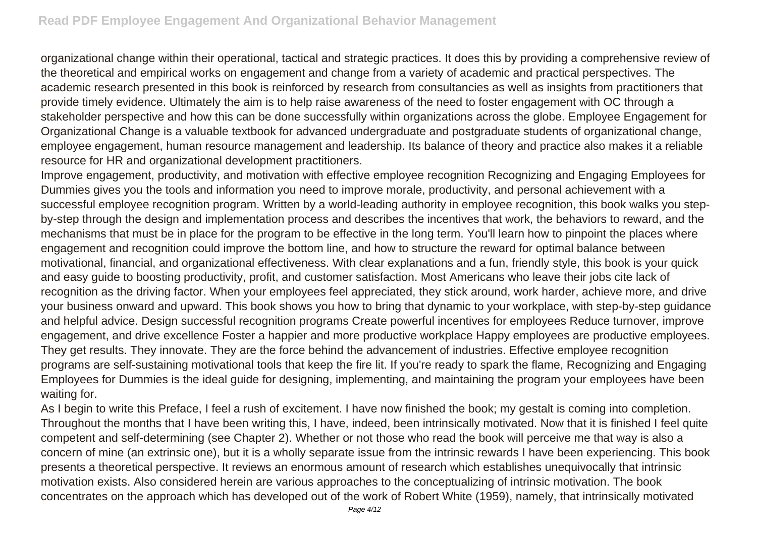organizational change within their operational, tactical and strategic practices. It does this by providing a comprehensive review of the theoretical and empirical works on engagement and change from a variety of academic and practical perspectives. The academic research presented in this book is reinforced by research from consultancies as well as insights from practitioners that provide timely evidence. Ultimately the aim is to help raise awareness of the need to foster engagement with OC through a stakeholder perspective and how this can be done successfully within organizations across the globe. Employee Engagement for Organizational Change is a valuable textbook for advanced undergraduate and postgraduate students of organizational change, employee engagement, human resource management and leadership. Its balance of theory and practice also makes it a reliable resource for HR and organizational development practitioners.

Improve engagement, productivity, and motivation with effective employee recognition Recognizing and Engaging Employees for Dummies gives you the tools and information you need to improve morale, productivity, and personal achievement with a successful employee recognition program. Written by a world-leading authority in employee recognition, this book walks you step-by-step through the design and implementation process and describes the incentives that work, the behaviors to reward, and the mechanisms that must be in place for the program to be effective in the long term. You'll learn how to pinpoint the places where engagement and recognition could improve the bottom line, and how to structure the reward for optimal balance between motivational, financial, and organizational effectiveness. With clear explanations and a fun, friendly style, this book is your quick and easy guide to boosting productivity, profit, and customer satisfaction. Most Americans who leave their jobs cite lack of recognition as the driving factor. When your employees feel appreciated, they stick around, work harder, achieve more, and drive your business onward and upward. This book shows you how to bring that dynamic to your workplace, with step-by-step guidance and helpful advice. Design successful recognition programs Create powerful incentives for employees Reduce turnover, improve engagement, and drive excellence Foster a happier and more productive workplace Happy employees are productive employees. They get results. They innovate. They are the force behind the advancement of industries. Effective employee recognition programs are self-sustaining motivational tools that keep the fire lit. If you're ready to spark the flame, Recognizing and Engaging Employees for Dummies is the ideal guide for designing, implementing, and maintaining the program your employees have been waiting for.

As I begin to write this Preface, I feel a rush of excitement. I have now finished the book; my gestalt is coming into completion. Throughout the months that I have been writing this, I have, indeed, been intrinsically motivated. Now that it is finished I feel quite competent and self-determining (see Chapter 2). Whether or not those who read the book will perceive me that way is also a concern of mine (an extrinsic one), but it is a wholly separate issue from the intrinsic rewards I have been experiencing. This book presents a theoretical perspective. It reviews an enormous amount of research which establishes unequivocally that intrinsic motivation exists. Also considered herein are various approaches to the conceptualizing of intrinsic motivation. The book concentrates on the approach which has developed out of the work of Robert White (1959), namely, that intrinsically motivated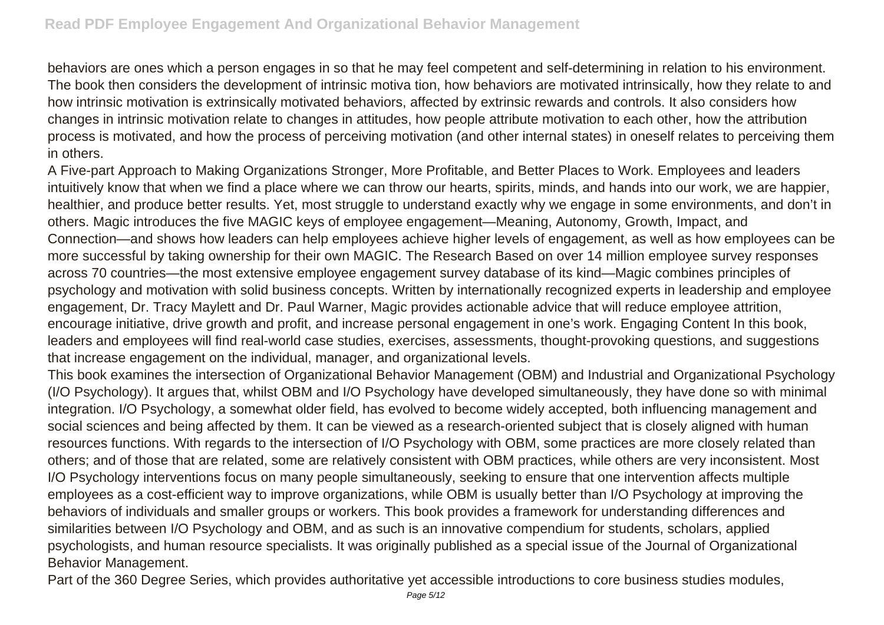behaviors are ones which a person engages in so that he may feel competent and self-determining in relation to his environment. The book then considers the development of intrinsic motiva tion, how behaviors are motivated intrinsically, how they relate to and how intrinsic motivation is extrinsically motivated behaviors, affected by extrinsic rewards and controls. It also considers how changes in intrinsic motivation relate to changes in attitudes, how people attribute motivation to each other, how the attribution process is motivated, and how the process of perceiving motivation (and other internal states) in oneself relates to perceiving them in others.

A Five-part Approach to Making Organizations Stronger, More Profitable, and Better Places to Work. Employees and leaders intuitively know that when we find a place where we can throw our hearts, spirits, minds, and hands into our work, we are happier, healthier, and produce better results. Yet, most struggle to understand exactly why we engage in some environments, and don't in others. Magic introduces the five MAGIC keys of employee engagement—Meaning, Autonomy, Growth, Impact, and Connection—and shows how leaders can help employees achieve higher levels of engagement, as well as how employees can be more successful by taking ownership for their own MAGIC. The Research Based on over 14 million employee survey responses across 70 countries—the most extensive employee engagement survey database of its kind—Magic combines principles of psychology and motivation with solid business concepts. Written by internationally recognized experts in leadership and employee engagement, Dr. Tracy Maylett and Dr. Paul Warner, Magic provides actionable advice that will reduce employee attrition, encourage initiative, drive growth and profit, and increase personal engagement in one's work. Engaging Content In this book, leaders and employees will find real-world case studies, exercises, assessments, thought-provoking questions, and suggestions that increase engagement on the individual, manager, and organizational levels.

This book examines the intersection of Organizational Behavior Management (OBM) and Industrial and Organizational Psychology (I/O Psychology). It argues that, whilst OBM and I/O Psychology have developed simultaneously, they have done so with minimal integration. I/O Psychology, a somewhat older field, has evolved to become widely accepted, both influencing management and social sciences and being affected by them. It can be viewed as a research-oriented subject that is closely aligned with human resources functions. With regards to the intersection of I/O Psychology with OBM, some practices are more closely related than others; and of those that are related, some are relatively consistent with OBM practices, while others are very inconsistent. Most I/O Psychology interventions focus on many people simultaneously, seeking to ensure that one intervention affects multiple employees as a cost-efficient way to improve organizations, while OBM is usually better than I/O Psychology at improving the behaviors of individuals and smaller groups or workers. This book provides a framework for understanding differences and similarities between I/O Psychology and OBM, and as such is an innovative compendium for students, scholars, applied psychologists, and human resource specialists. It was originally published as a special issue of the Journal of Organizational Behavior Management.

Part of the 360 Degree Series, which provides authoritative yet accessible introductions to core business studies modules,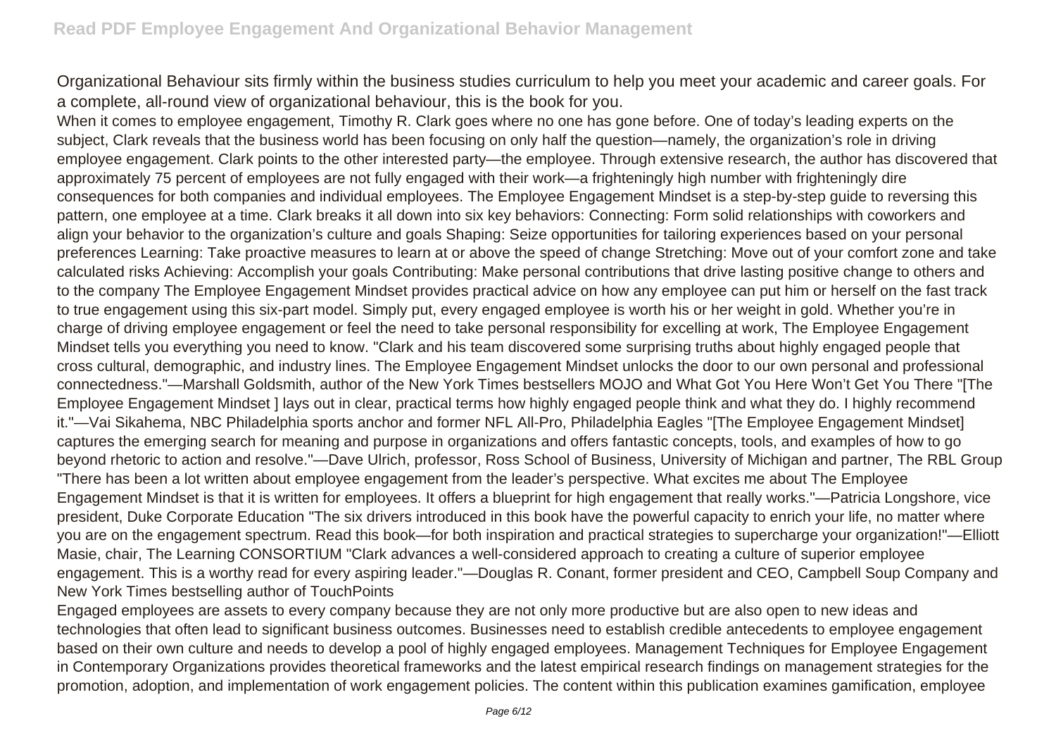Organizational Behaviour sits firmly within the business studies curriculum to help you meet your academic and career goals. For a complete, all-round view of organizational behaviour, this is the book for you.

When it comes to employee engagement, Timothy R. Clark goes where no one has gone before. One of today's leading experts on the subject, Clark reveals that the business world has been focusing on only half the question—namely, the organization's role in driving employee engagement. Clark points to the other interested party—the employee. Through extensive research, the author has discovered that approximately 75 percent of employees are not fully engaged with their work—a frighteningly high number with frighteningly dire consequences for both companies and individual employees. The Employee Engagement Mindset is a step-by-step guide to reversing this pattern, one employee at a time. Clark breaks it all down into six key behaviors: Connecting: Form solid relationships with coworkers and align your behavior to the organization's culture and goals Shaping: Seize opportunities for tailoring experiences based on your personal preferences Learning: Take proactive measures to learn at or above the speed of change Stretching: Move out of your comfort zone and take calculated risks Achieving: Accomplish your goals Contributing: Make personal contributions that drive lasting positive change to others and to the company The Employee Engagement Mindset provides practical advice on how any employee can put him or herself on the fast track to true engagement using this six-part model. Simply put, every engaged employee is worth his or her weight in gold. Whether you're in charge of driving employee engagement or feel the need to take personal responsibility for excelling at work, The Employee Engagement Mindset tells you everything you need to know. "Clark and his team discovered some surprising truths about highly engaged people that cross cultural, demographic, and industry lines. The Employee Engagement Mindset unlocks the door to our own personal and professional connectedness."—Marshall Goldsmith, author of the New York Times bestsellers MOJO and What Got You Here Won't Get You There "[The Employee Engagement Mindset ] lays out in clear, practical terms how highly engaged people think and what they do. I highly recommend it."—Vai Sikahema, NBC Philadelphia sports anchor and former NFL All-Pro, Philadelphia Eagles "[The Employee Engagement Mindset] captures the emerging search for meaning and purpose in organizations and offers fantastic concepts, tools, and examples of how to go beyond rhetoric to action and resolve."—Dave Ulrich, professor, Ross School of Business, University of Michigan and partner, The RBL Group "There has been a lot written about employee engagement from the leader's perspective. What excites me about The Employee Engagement Mindset is that it is written for employees. It offers a blueprint for high engagement that really works."—Patricia Longshore, vice president, Duke Corporate Education "The six drivers introduced in this book have the powerful capacity to enrich your life, no matter where you are on the engagement spectrum. Read this book—for both inspiration and practical strategies to supercharge your organization!"—Elliott Masie, chair, The Learning CONSORTIUM "Clark advances a well-considered approach to creating a culture of superior employee engagement. This is a worthy read for every aspiring leader."—Douglas R. Conant, former president and CEO, Campbell Soup Company and New York Times bestselling author of TouchPoints

Engaged employees are assets to every company because they are not only more productive but are also open to new ideas and technologies that often lead to significant business outcomes. Businesses need to establish credible antecedents to employee engagement based on their own culture and needs to develop a pool of highly engaged employees. Management Techniques for Employee Engagement in Contemporary Organizations provides theoretical frameworks and the latest empirical research findings on management strategies for the promotion, adoption, and implementation of work engagement policies. The content within this publication examines gamification, employee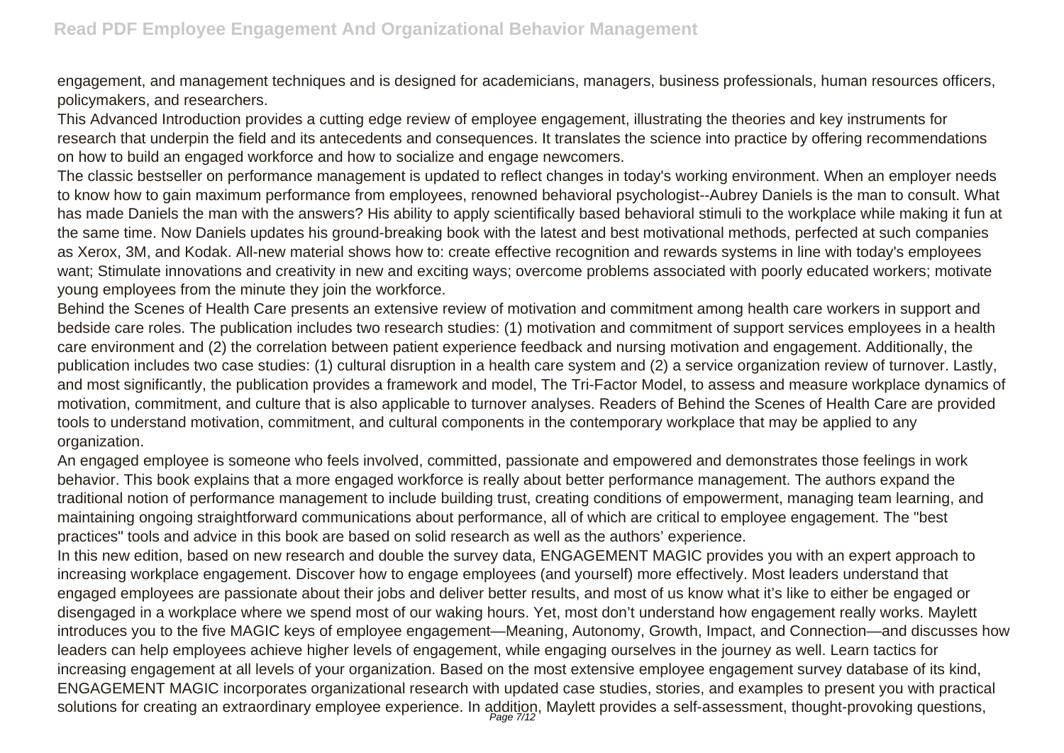engagement, and management techniques and is designed for academicians, managers, business professionals, human resources officers, policymakers, and researchers.

This Advanced Introduction provides a cutting edge review of employee engagement, illustrating the theories and key instruments for research that underpin the field and its antecedents and consequences. It translates the science into practice by offering recommendations on how to build an engaged workforce and how to socialize and engage newcomers.

The classic bestseller on performance management is updated to reflect changes in today's working environment. When an employer needs to know how to gain maximum performance from employees, renowned behavioral psychologist--Aubrey Daniels is the man to consult. What has made Daniels the man with the answers? His ability to apply scientifically based behavioral stimuli to the workplace while making it fun at the same time. Now Daniels updates his ground-breaking book with the latest and best motivational methods, perfected at such companies as Xerox, 3M, and Kodak. All-new material shows how to: create effective recognition and rewards systems in line with today's employees want; Stimulate innovations and creativity in new and exciting ways; overcome problems associated with poorly educated workers; motivate young employees from the minute they join the workforce.

Behind the Scenes of Health Care presents an extensive review of motivation and commitment among health care workers in support and bedside care roles. The publication includes two research studies: (1) motivation and commitment of support services employees in a health care environment and (2) the correlation between patient experience feedback and nursing motivation and engagement. Additionally, the publication includes two case studies: (1) cultural disruption in a health care system and (2) a service organization review of turnover. Lastly, and most significantly, the publication provides a framework and model, The Tri-Factor Model, to assess and measure workplace dynamics of motivation, commitment, and culture that is also applicable to turnover analyses. Readers of Behind the Scenes of Health Care are provided tools to understand motivation, commitment, and cultural components in the contemporary workplace that may be applied to any organization.

An engaged employee is someone who feels involved, committed, passionate and empowered and demonstrates those feelings in work behavior. This book explains that a more engaged workforce is really about better performance management. The authors expand the traditional notion of performance management to include building trust, creating conditions of empowerment, managing team learning, and maintaining ongoing straightforward communications about performance, all of which are critical to employee engagement. The "best practices" tools and advice in this book are based on solid research as well as the authors' experience.

In this new edition, based on new research and double the survey data, ENGAGEMENT MAGIC provides you with an expert approach to increasing workplace engagement. Discover how to engage employees (and yourself) more effectively. Most leaders understand that engaged employees are passionate about their jobs and deliver better results, and most of us know what it's like to either be engaged or disengaged in a workplace where we spend most of our waking hours. Yet, most don't understand how engagement really works. Maylett introduces you to the five MAGIC keys of employee engagement—Meaning, Autonomy, Growth, Impact, and Connection—and discusses how leaders can help employees achieve higher levels of engagement, while engaging ourselves in the journey as well. Learn tactics for increasing engagement at all levels of your organization. Based on the most extensive employee engagement survey database of its kind, ENGAGEMENT MAGIC incorporates organizational research with updated case studies, stories, and examples to present you with practical solutions for creating an extraordinary employee experience. In addition, Maylett provides a self-assessment, thought-provoking questions,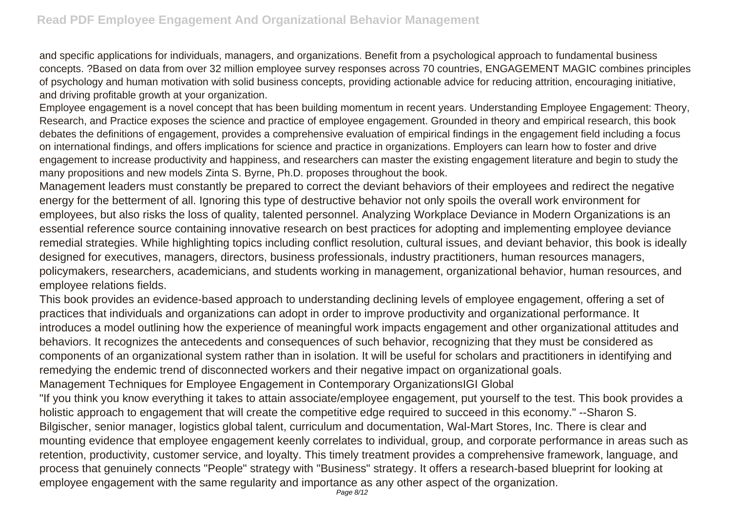and specific applications for individuals, managers, and organizations. Benefit from a psychological approach to fundamental business concepts. ?Based on data from over 32 million employee survey responses across 70 countries, ENGAGEMENT MAGIC combines principles of psychology and human motivation with solid business concepts, providing actionable advice for reducing attrition, encouraging initiative, and driving profitable growth at your organization.

Employee engagement is a novel concept that has been building momentum in recent years. Understanding Employee Engagement: Theory, Research, and Practice exposes the science and practice of employee engagement. Grounded in theory and empirical research, this book debates the definitions of engagement, provides a comprehensive evaluation of empirical findings in the engagement field including a focus on international findings, and offers implications for science and practice in organizations. Employers can learn how to foster and drive engagement to increase productivity and happiness, and researchers can master the existing engagement literature and begin to study the many propositions and new models Zinta S. Byrne, Ph.D. proposes throughout the book.

Management leaders must constantly be prepared to correct the deviant behaviors of their employees and redirect the negative energy for the betterment of all. Ignoring this type of destructive behavior not only spoils the overall work environment for employees, but also risks the loss of quality, talented personnel. Analyzing Workplace Deviance in Modern Organizations is an essential reference source containing innovative research on best practices for adopting and implementing employee deviance remedial strategies. While highlighting topics including conflict resolution, cultural issues, and deviant behavior, this book is ideally designed for executives, managers, directors, business professionals, industry practitioners, human resources managers, policymakers, researchers, academicians, and students working in management, organizational behavior, human resources, and employee relations fields.

This book provides an evidence-based approach to understanding declining levels of employee engagement, offering a set of practices that individuals and organizations can adopt in order to improve productivity and organizational performance. It introduces a model outlining how the experience of meaningful work impacts engagement and other organizational attitudes and behaviors. It recognizes the antecedents and consequences of such behavior, recognizing that they must be considered as components of an organizational system rather than in isolation. It will be useful for scholars and practitioners in identifying and remedying the endemic trend of disconnected workers and their negative impact on organizational goals.

Management Techniques for Employee Engagement in Contemporary OrganizationsIGI Global

"If you think you know everything it takes to attain associate/employee engagement, put yourself to the test. This book provides a holistic approach to engagement that will create the competitive edge required to succeed in this economy." --Sharon S. Bilgischer, senior manager, logistics global talent, curriculum and documentation, Wal-Mart Stores, Inc. There is clear and mounting evidence that employee engagement keenly correlates to individual, group, and corporate performance in areas such as retention, productivity, customer service, and loyalty. This timely treatment provides a comprehensive framework, language, and process that genuinely connects "People" strategy with "Business" strategy. It offers a research-based blueprint for looking at employee engagement with the same regularity and importance as any other aspect of the organization.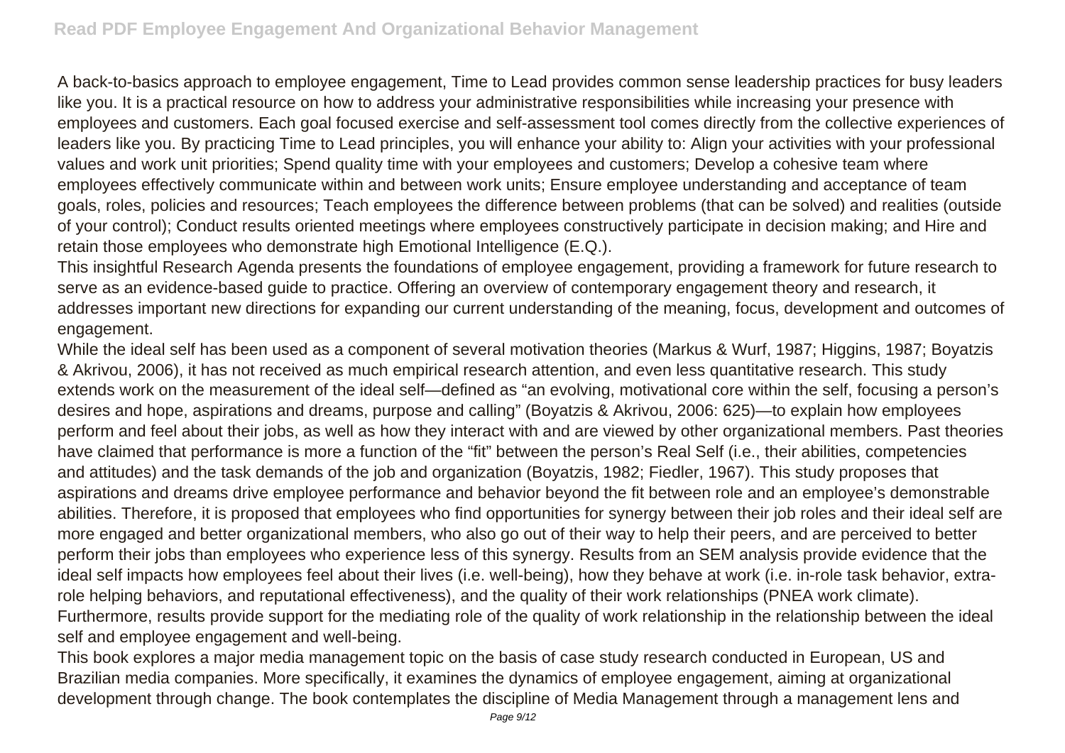A back-to-basics approach to employee engagement, Time to Lead provides common sense leadership practices for busy leaders like you. It is a practical resource on how to address your administrative responsibilities while increasing your presence with employees and customers. Each goal focused exercise and self-assessment tool comes directly from the collective experiences of leaders like you. By practicing Time to Lead principles, you will enhance your ability to: Align your activities with your professional values and work unit priorities; Spend quality time with your employees and customers; Develop a cohesive team where employees effectively communicate within and between work units; Ensure employee understanding and acceptance of team goals, roles, policies and resources; Teach employees the difference between problems (that can be solved) and realities (outside of your control); Conduct results oriented meetings where employees constructively participate in decision making; and Hire and retain those employees who demonstrate high Emotional Intelligence (E.Q.).

This insightful Research Agenda presents the foundations of employee engagement, providing a framework for future research to serve as an evidence-based guide to practice. Offering an overview of contemporary engagement theory and research, it addresses important new directions for expanding our current understanding of the meaning, focus, development and outcomes of engagement.

While the ideal self has been used as a component of several motivation theories (Markus & Wurf, 1987; Higgins, 1987; Boyatzis & Akrivou, 2006), it has not received as much empirical research attention, and even less quantitative research. This study extends work on the measurement of the ideal self—defined as "an evolving, motivational core within the self, focusing a person's desires and hope, aspirations and dreams, purpose and calling" (Boyatzis & Akrivou, 2006: 625)—to explain how employees perform and feel about their jobs, as well as how they interact with and are viewed by other organizational members. Past theories have claimed that performance is more a function of the "fit" between the person's Real Self (i.e., their abilities, competencies and attitudes) and the task demands of the job and organization (Boyatzis, 1982; Fiedler, 1967). This study proposes that aspirations and dreams drive employee performance and behavior beyond the fit between role and an employee's demonstrable abilities. Therefore, it is proposed that employees who find opportunities for synergy between their job roles and their ideal self are more engaged and better organizational members, who also go out of their way to help their peers, and are perceived to better perform their jobs than employees who experience less of this synergy. Results from an SEM analysis provide evidence that the ideal self impacts how employees feel about their lives (i.e. well-being), how they behave at work (i.e. in-role task behavior, extra-role helping behaviors, and reputational effectiveness), and the quality of their work relationships (PNEA work climate). Furthermore, results provide support for the mediating role of the quality of work relationship in the relationship between the ideal self and employee engagement and well-being.

This book explores a major media management topic on the basis of case study research conducted in European, US and Brazilian media companies. More specifically, it examines the dynamics of employee engagement, aiming at organizational development through change. The book contemplates the discipline of Media Management through a management lens and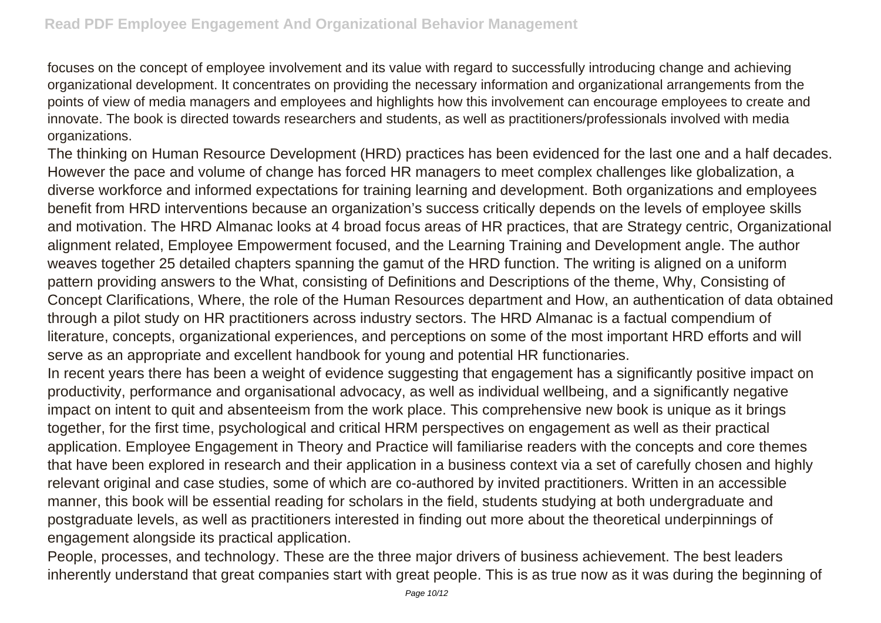focuses on the concept of employee involvement and its value with regard to successfully introducing change and achieving organizational development. It concentrates on providing the necessary information and organizational arrangements from the points of view of media managers and employees and highlights how this involvement can encourage employees to create and innovate. The book is directed towards researchers and students, as well as practitioners/professionals involved with media organizations.

The thinking on Human Resource Development (HRD) practices has been evidenced for the last one and a half decades. However the pace and volume of change has forced HR managers to meet complex challenges like globalization, a diverse workforce and informed expectations for training learning and development. Both organizations and employees benefit from HRD interventions because an organization's success critically depends on the levels of employee skills and motivation. The HRD Almanac looks at 4 broad focus areas of HR practices, that are Strategy centric, Organizational alignment related, Employee Empowerment focused, and the Learning Training and Development angle. The author weaves together 25 detailed chapters spanning the gamut of the HRD function. The writing is aligned on a uniform pattern providing answers to the What, consisting of Definitions and Descriptions of the theme, Why, Consisting of Concept Clarifications, Where, the role of the Human Resources department and How, an authentication of data obtained through a pilot study on HR practitioners across industry sectors. The HRD Almanac is a factual compendium of literature, concepts, organizational experiences, and perceptions on some of the most important HRD efforts and will serve as an appropriate and excellent handbook for young and potential HR functionaries.

In recent years there has been a weight of evidence suggesting that engagement has a significantly positive impact on productivity, performance and organisational advocacy, as well as individual wellbeing, and a significantly negative impact on intent to quit and absenteeism from the work place. This comprehensive new book is unique as it brings together, for the first time, psychological and critical HRM perspectives on engagement as well as their practical application. Employee Engagement in Theory and Practice will familiarise readers with the concepts and core themes that have been explored in research and their application in a business context via a set of carefully chosen and highly relevant original and case studies, some of which are co-authored by invited practitioners. Written in an accessible manner, this book will be essential reading for scholars in the field, students studying at both undergraduate and postgraduate levels, as well as practitioners interested in finding out more about the theoretical underpinnings of engagement alongside its practical application.

People, processes, and technology. These are the three major drivers of business achievement. The best leaders inherently understand that great companies start with great people. This is as true now as it was during the beginning of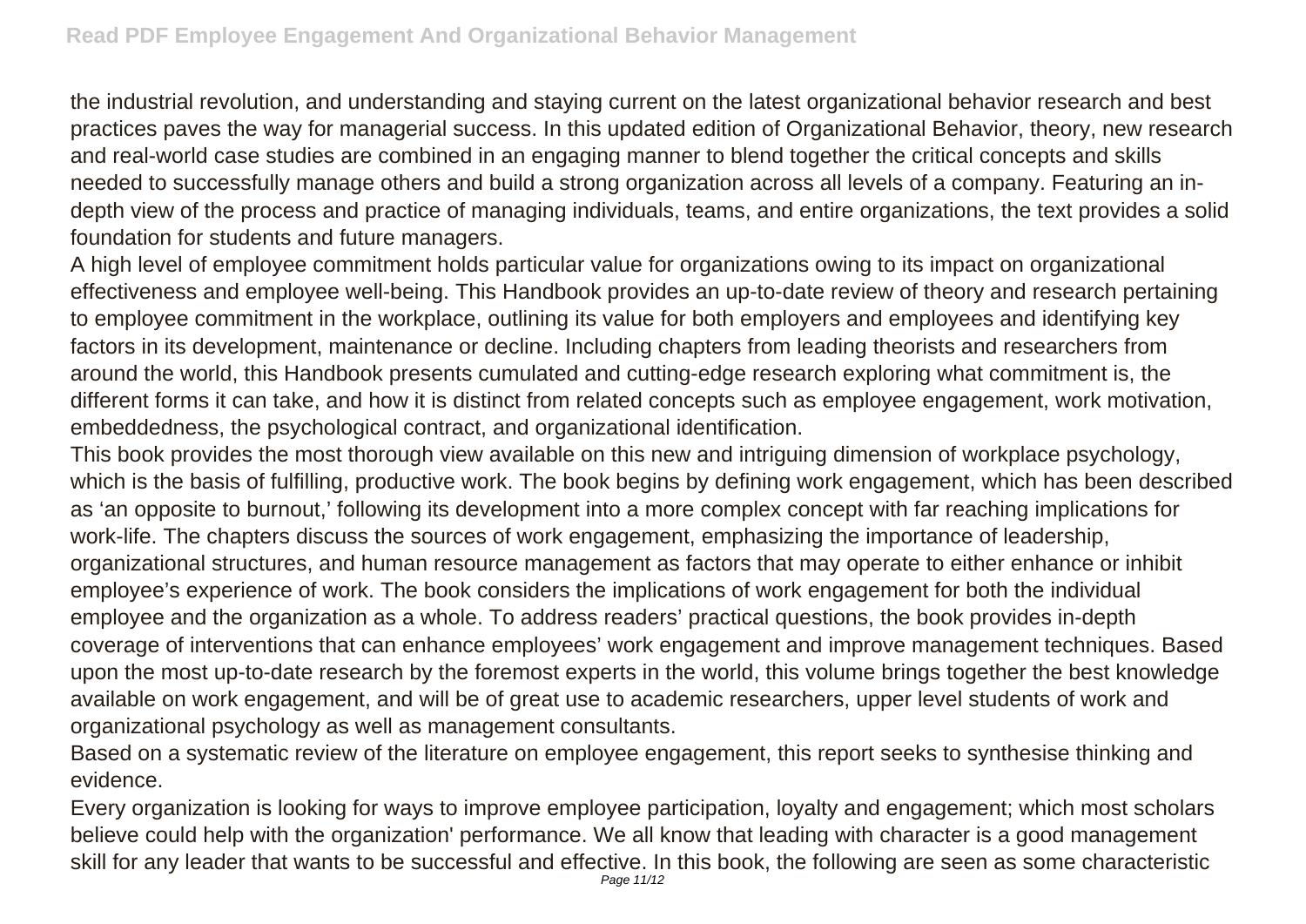the industrial revolution, and understanding and staying current on the latest organizational behavior research and best practices paves the way for managerial success. In this updated edition of Organizational Behavior, theory, new research and real-world case studies are combined in an engaging manner to blend together the critical concepts and skills needed to successfully manage others and build a strong organization across all levels of a company. Featuring an in-depth view of the process and practice of managing individuals, teams, and entire organizations, the text provides a solid foundation for students and future managers.

A high level of employee commitment holds particular value for organizations owing to its impact on organizational effectiveness and employee well-being. This Handbook provides an up-to-date review of theory and research pertaining to employee commitment in the workplace, outlining its value for both employers and employees and identifying key factors in its development, maintenance or decline. Including chapters from leading theorists and researchers from around the world, this Handbook presents cumulated and cutting-edge research exploring what commitment is, the different forms it can take, and how it is distinct from related concepts such as employee engagement, work motivation, embeddedness, the psychological contract, and organizational identification.

This book provides the most thorough view available on this new and intriguing dimension of workplace psychology, which is the basis of fulfilling, productive work. The book begins by defining work engagement, which has been described as 'an opposite to burnout,' following its development into a more complex concept with far reaching implications for work-life. The chapters discuss the sources of work engagement, emphasizing the importance of leadership, organizational structures, and human resource management as factors that may operate to either enhance or inhibit employee's experience of work. The book considers the implications of work engagement for both the individual employee and the organization as a whole. To address readers' practical questions, the book provides in-depth coverage of interventions that can enhance employees' work engagement and improve management techniques. Based upon the most up-to-date research by the foremost experts in the world, this volume brings together the best knowledge available on work engagement, and will be of great use to academic researchers, upper level students of work and organizational psychology as well as management consultants.

Based on a systematic review of the literature on employee engagement, this report seeks to synthesise thinking and evidence.

Every organization is looking for ways to improve employee participation, loyalty and engagement; which most scholars believe could help with the organization' performance. We all know that leading with character is a good management skill for any leader that wants to be successful and effective. In this book, the following are seen as some characteristic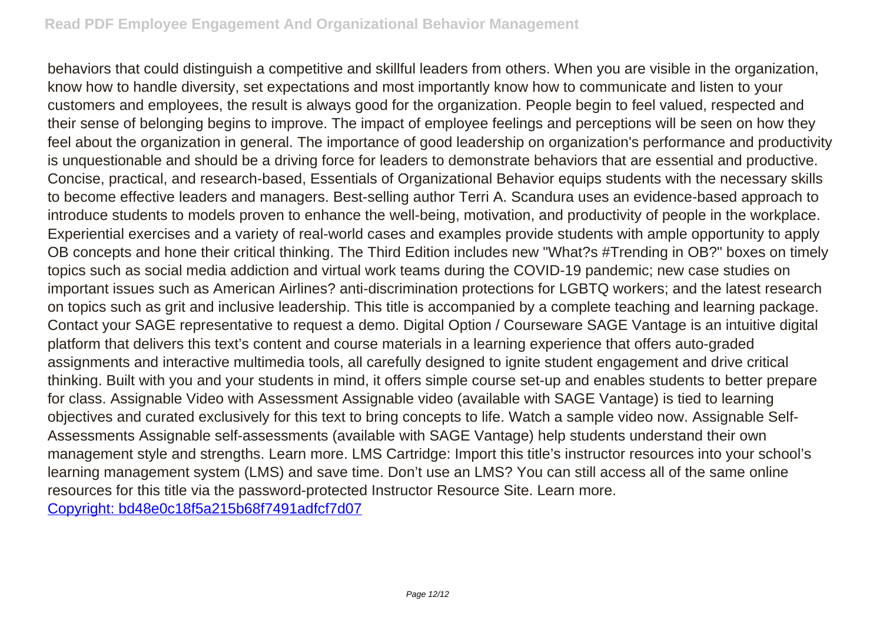behaviors that could distinguish a competitive and skillful leaders from others. When you are visible in the organization, know how to handle diversity, set expectations and most importantly know how to communicate and listen to your customers and employees, the result is always good for the organization. People begin to feel valued, respected and their sense of belonging begins to improve. The impact of employee feelings and perceptions will be seen on how they feel about the organization in general. The importance of good leadership on organization's performance and productivity is unquestionable and should be a driving force for leaders to demonstrate behaviors that are essential and productive. Concise, practical, and research-based, Essentials of Organizational Behavior equips students with the necessary skills to become effective leaders and managers. Best-selling author Terri A. Scandura uses an evidence-based approach to introduce students to models proven to enhance the well-being, motivation, and productivity of people in the workplace. Experiential exercises and a variety of real-world cases and examples provide students with ample opportunity to apply OB concepts and hone their critical thinking. The Third Edition includes new "What?s #Trending in OB?" boxes on timely topics such as social media addiction and virtual work teams during the COVID-19 pandemic; new case studies on important issues such as American Airlines? anti-discrimination protections for LGBTQ workers; and the latest research on topics such as grit and inclusive leadership. This title is accompanied by a complete teaching and learning package. Contact your SAGE representative to request a demo. Digital Option / Courseware SAGE Vantage is an intuitive digital platform that delivers this text's content and course materials in a learning experience that offers auto-graded assignments and interactive multimedia tools, all carefully designed to ignite student engagement and drive critical thinking. Built with you and your students in mind, it offers simple course set-up and enables students to better prepare for class. Assignable Video with Assessment Assignable video (available with SAGE Vantage) is tied to learning objectives and curated exclusively for this text to bring concepts to life. Watch a sample video now. Assignable Self-Assessments Assignable self-assessments (available with SAGE Vantage) help students understand their own management style and strengths. Learn more. LMS Cartridge: Import this title's instructor resources into your school's learning management system (LMS) and save time. Don't use an LMS? You can still access all of the same online resources for this title via the password-protected Instructor Resource Site. Learn more.

Copyright: bd48e0c18f5a215b68f7491adfcf7d07